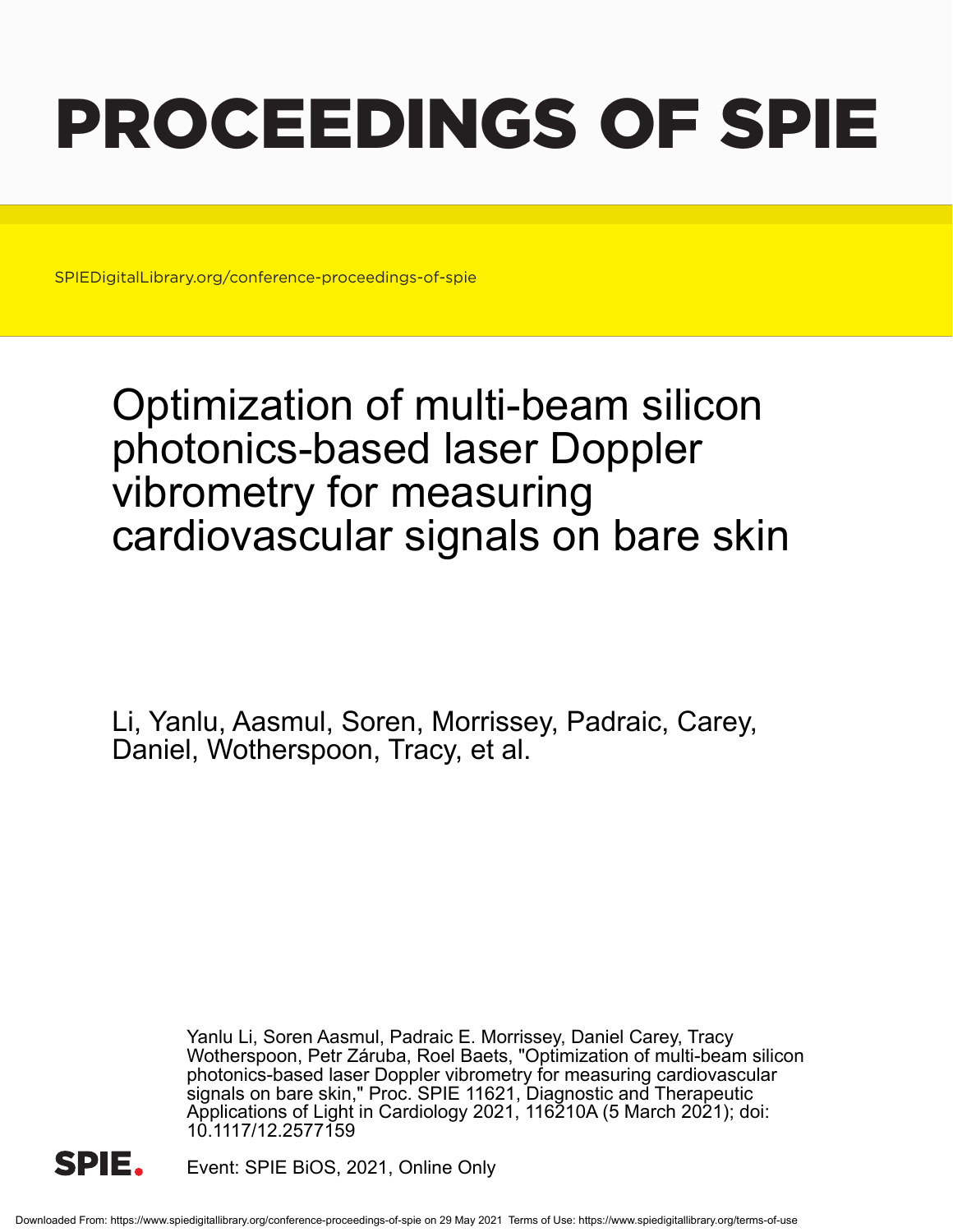# PROCEEDINGS OF SPIE

SPIEDigitalLibrary.org/conference-proceedings-of-spie

# Optimization of multi-beam silicon photonics-based laser Doppler vibrometry for measuring cardiovascular signals on bare skin

Li, Yanlu, Aasmul, Soren, Morrissey, Padraic, Carey, Daniel, Wotherspoon, Tracy, et al.

Yanlu Li, Soren Aasmul, Padraic E. Morrissey, Daniel Carey, Tracy Wotherspoon, Petr Záruba, Roel Baets, "Optimization of multi-beam silicon photonics-based laser Doppler vibrometry for measuring cardiovascular signals on bare skin," Proc. SPIE 11621, Diagnostic and Therapeutic Applications of Light in Cardiology 2021, 116210A (5 March 2021); doi: 10.1117/12.2577159

Event: SPIE BiOS, 2021, Online Only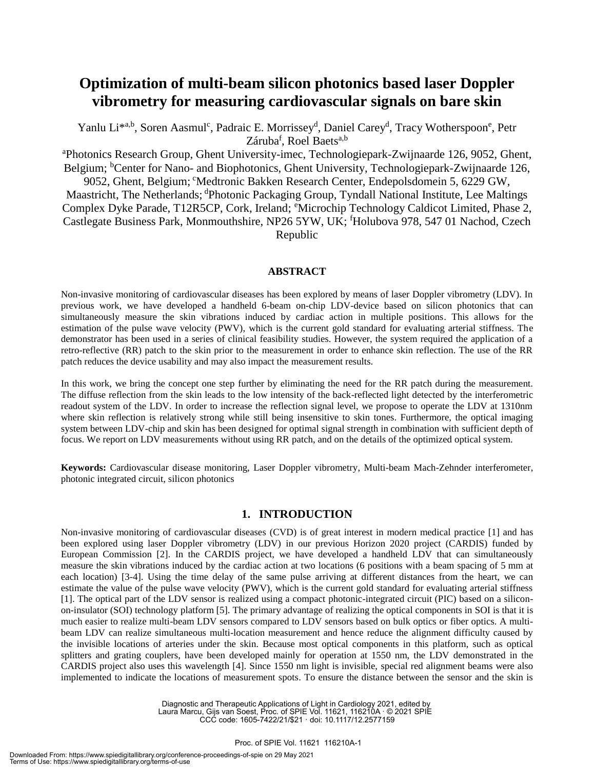# Optimization of multi-beam silicon photonics based laser Doppler vibrometry for measuring cardiovascular signals on bare skin

Yanlu Li*[a,b], Soren Aasmul[c], Padraic E. Morrissey[d], Daniel Carey[d], Tracy Wotherspoon[e], Petr Záruba[f], Roel Baets[a,b]

[a]Photonics Research Group, Ghent University-imec, Technologiepark-Zwijnaarde 126, 9052, Ghent, Belgium; [b]Center for Nano- and Biophotonics, Ghent University, Technologiepark-Zwijnaarde 126, 9052, Ghent, Belgium; [c]Medtronic Bakken Research Center, Endepolsdomein 5, 6229 GW, Maastricht, The Netherlands; [d]Photonic Packaging Group, Tyndall National Institute, Lee Maltings Complex Dyke Parade, T12R5CP, Cork, Ireland; [e]Microchip Technology Caldicot Limited, Phase 2, Castlegate Business Park, Monmouthshire, NP26 5YW, UK; [f]Holubova 978, 547 01 Nachod, Czech Republic

## ABSTRACT

Non-invasive monitoring of cardiovascular diseases has been explored by means of laser Doppler vibrometry (LDV). In previous work, we have developed a handheld 6-beam on-chip LDV-device based on silicon photonics that can simultaneously measure the skin vibrations induced by cardiac action in multiple positions. This allows for the estimation of the pulse wave velocity (PWV), which is the current gold standard for evaluating arterial stiffness. The demonstrator has been used in a series of clinical feasibility studies. However, the system required the application of a retro-reflective (RR) patch to the skin prior to the measurement in order to enhance skin reflection. The use of the RR patch reduces the device usability and may also impact the measurement results.

In this work, we bring the concept one step further by eliminating the need for the RR patch during the measurement. The diffuse reflection from the skin leads to the low intensity of the back-reflected light detected by the interferometric readout system of the LDV. In order to increase the reflection signal level, we propose to operate the LDV at 1310nm where skin reflection is relatively strong while still being insensitive to skin tones. Furthermore, the optical imaging system between LDV-chip and skin has been designed for optimal signal strength in combination with sufficient depth of focus. We report on LDV measurements without using RR patch, and on the details of the optimized optical system.

**Keywords:** Cardiovascular disease monitoring, Laser Doppler vibrometry, Multi-beam Mach-Zehnder interferometer, photonic integrated circuit, silicon photonics

## 1. INTRODUCTION

Non-invasive monitoring of cardiovascular diseases (CVD) is of great interest in modern medical practice [1] and has been explored using laser Doppler vibrometry (LDV) in our previous Horizon 2020 project (CARDIS) funded by European Commission [2]. In the CARDIS project, we have developed a handheld LDV that can simultaneously measure the skin vibrations induced by the cardiac action at two locations (6 positions with a beam spacing of 5 mm at each location) [3-4]. Using the time delay of the same pulse arriving at different distances from the heart, we can estimate the value of the pulse wave velocity (PWV), which is the current gold standard for evaluating arterial stiffness [1]. The optical part of the LDV sensor is realized using a compact photonic-integrated circuit (PIC) based on a silicon-on-insulator (SOI) technology platform [5]. The primary advantage of realizing the optical components in SOI is that it is much easier to realize multi-beam LDV sensors compared to LDV sensors based on bulk optics or fiber optics. A multi-beam LDV can realize simultaneous multi-location measurement and hence reduce the alignment difficulty caused by the invisible locations of arteries under the skin. Because most optical components in this platform, such as optical splitters and grating couplers, have been developed mainly for operation at 1550 nm, the LDV demonstrated in the CARDIS project also uses this wavelength [4]. Since 1550 nm light is invisible, special red alignment beams were also implemented to indicate the locations of measurement spots. To ensure the distance between the sensor and the skin is

Diagnostic and Therapeutic Applications of Light in Cardiology 2021, edited by Laura Marcu, Gijs van Soest, Proc. of SPIE Vol. 11621, 116210A · © 2021 SPIE CCC code: 1605-7422/21/$21 · doi: 10.1117/12.2577159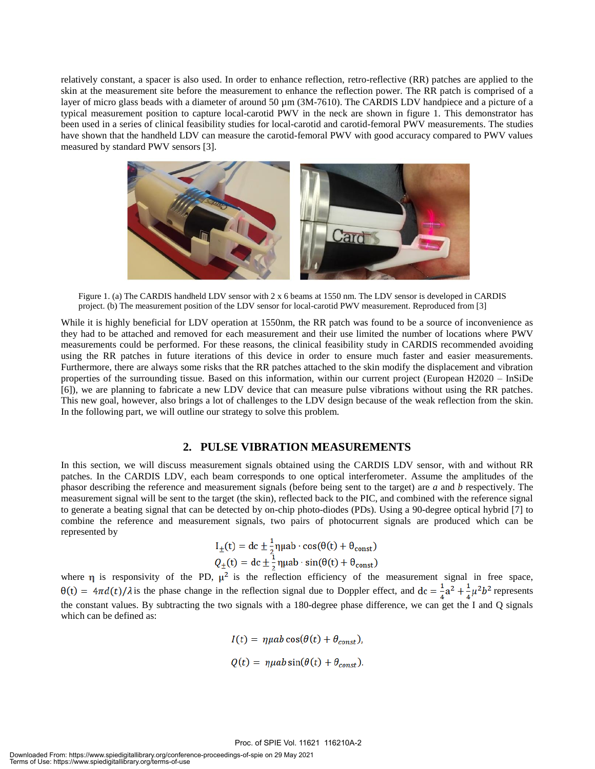relatively constant, a spacer is also used. In order to enhance reflection, retro-reflective (RR) patches are applied to the skin at the measurement site before the measurement to enhance the reflection power. The RR patch is comprised of a layer of micro glass beads with a diameter of around 50 µm (3M-7610). The CARDIS LDV handpiece and a picture of a typical measurement position to capture local-carotid PWV in the neck are shown in figure 1. This demonstrator has been used in a series of clinical feasibility studies for local-carotid and carotid-femoral PWV measurements. The studies have shown that the handheld LDV can measure the carotid-femoral PWV with good accuracy compared to PWV values measured by standard PWV sensors [3].

Figure 1. (a) The CARDIS handheld LDV sensor with 2 x 6 beams at 1550 nm. The LDV sensor is developed in CARDIS project. (b) The measurement position of the LDV sensor for local-carotid PWV measurement. Reproduced from [3]

While it is highly beneficial for LDV operation at 1550nm, the RR patch was found to be a source of inconvenience as they had to be attached and removed for each measurement and their use limited the number of locations where PWV measurements could be performed. For these reasons, the clinical feasibility study in CARDIS recommended avoiding using the RR patches in future iterations of this device in order to ensure much faster and easier measurements. Furthermore, there are always some risks that the RR patches attached to the skin modify the displacement and vibration properties of the surrounding tissue. Based on this information, within our current project (European H2020 – InSiDe [6]), we are planning to fabricate a new LDV device that can measure pulse vibrations without using the RR patches. This new goal, however, also brings a lot of challenges to the LDV design because of the weak reflection from the skin. In the following part, we will outline our strategy to solve this problem.

## 2. PULSE VIBRATION MEASUREMENTS

In this section, we will discuss measurement signals obtained using the CARDIS LDV sensor, with and without RR patches. In the CARDIS LDV, each beam corresponds to one optical interferometer. Assume the amplitudes of the phasor describing the reference and measurement signals (before being sent to the target) are *a* and *b* respectively. The measurement signal will be sent to the target (the skin), reflected back to the PIC, and combined with the reference signal to generate a beating signal that can be detected by on-chip photo-diodes (PDs). Using a 90-degree optical hybrid [7] to combine the reference and measurement signals, two pairs of photocurrent signals are produced which can be represented by

$$I_{\pm}(t) = \mathrm{dc} \pm \frac{1}{2}\eta\mu ab \cdot \cos(\theta(t) + \theta_{const})$$

$$Q_{\pm}(t) = \mathrm{dc} \pm \frac{1}{2}\eta\mu ab \cdot \sin(\theta(t) + \theta_{const})$$

where $\eta$ is responsivity of the PD, $\mu^2$ is the reflection efficiency of the measurement signal in free space, $\theta(t) = 4\pi d(t)/\lambda$ is the phase change in the reflection signal due to Doppler effect, and $\mathrm{dc} = \frac{1}{4}a^2 + \frac{1}{4}\mu^2 b^2$ represents the constant values. By subtracting the two signals with a 180-degree phase difference, we can get the I and Q signals which can be defined as:

$$I(t) = \eta\mu ab\cos(\theta(t) + \theta_{const}),$$

$$Q(t) = \eta\mu ab\sin(\theta(t) + \theta_{const}).$$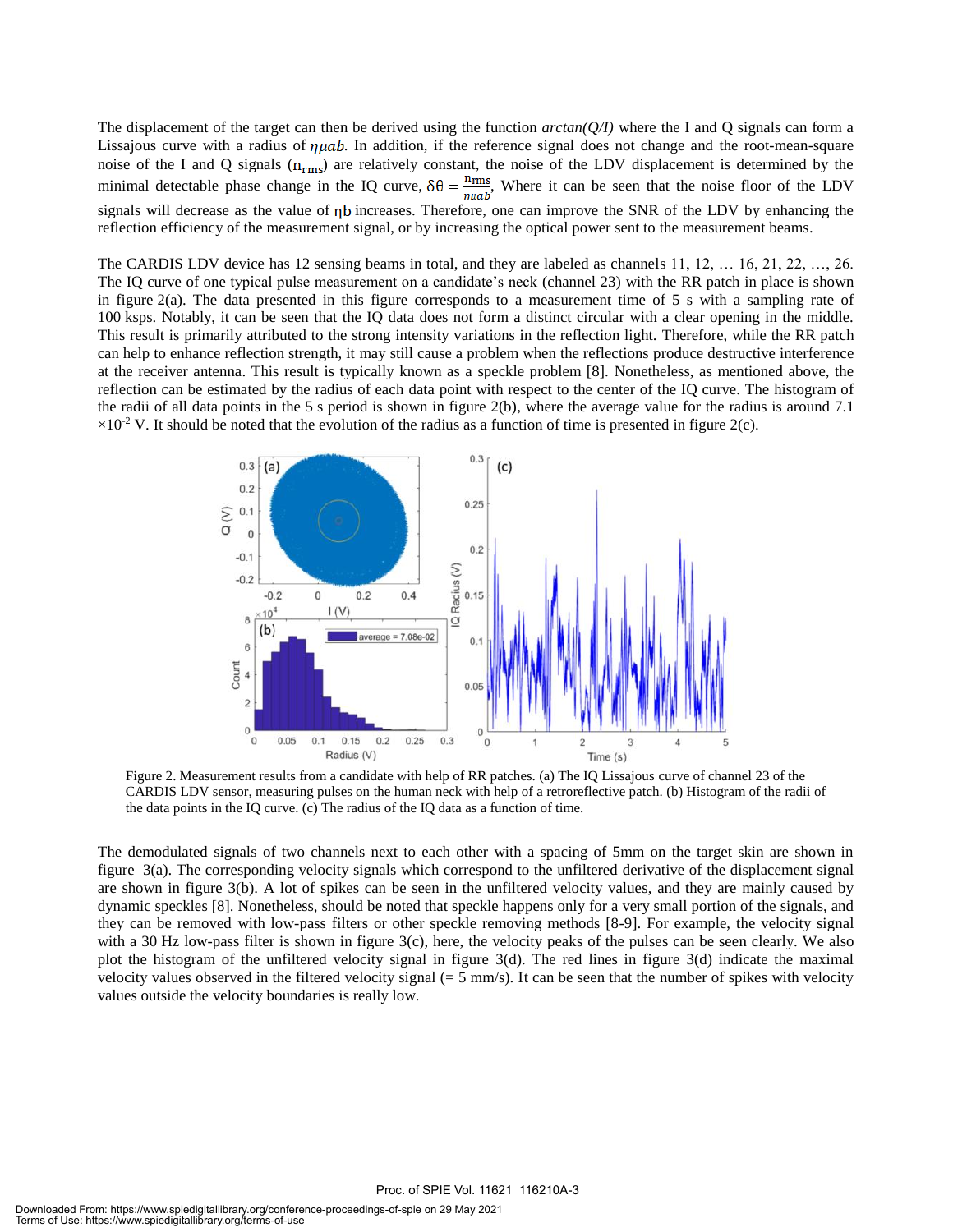The displacement of the target can then be derived using the function *arctan(Q/I)* where the I and Q signals can form a Lissajous curve with a radius of $\eta\mu ab$. In addition, if the reference signal does not change and the root-mean-square noise of the I and Q signals ($n_{rms}$) are relatively constant, the noise of the LDV displacement is determined by the minimal detectable phase change in the IQ curve, $\delta\theta = \frac{n_{rms}}{\eta\mu ab}$, Where it can be seen that the noise floor of the LDV signals will decrease as the value of $\eta b$ increases. Therefore, one can improve the SNR of the LDV by enhancing the reflection efficiency of the measurement signal, or by increasing the optical power sent to the measurement beams.

The CARDIS LDV device has 12 sensing beams in total, and they are labeled as channels 11, 12, … 16, 21, 22, …, 26. The IQ curve of one typical pulse measurement on a candidate's neck (channel 23) with the RR patch in place is shown in figure 2(a). The data presented in this figure corresponds to a measurement time of 5 s with a sampling rate of 100 ksps. Notably, it can be seen that the IQ data does not form a distinct circular with a clear opening in the middle. This result is primarily attributed to the strong intensity variations in the reflection light. Therefore, while the RR patch can help to enhance reflection strength, it may still cause a problem when the reflections produce destructive interference at the receiver antenna. This result is typically known as a speckle problem [8]. Nonetheless, as mentioned above, the reflection can be estimated by the radius of each data point with respect to the center of the IQ curve. The histogram of the radii of all data points in the 5 s period is shown in figure 2(b), where the average value for the radius is around 7.1 $\times 10^{-2}$ V. It should be noted that the evolution of the radius as a function of time is presented in figure 2(c).

Figure 2. Measurement results from a candidate with help of RR patches. (a) The IQ Lissajous curve of channel 23 of the CARDIS LDV sensor, measuring pulses on the human neck with help of a retroreflective patch. (b) Histogram of the radii of the data points in the IQ curve. (c) The radius of the IQ data as a function of time.

The demodulated signals of two channels next to each other with a spacing of 5mm on the target skin are shown in figure 3(a). The corresponding velocity signals which correspond to the unfiltered derivative of the displacement signal are shown in figure 3(b). A lot of spikes can be seen in the unfiltered velocity values, and they are mainly caused by dynamic speckles [8]. Nonetheless, should be noted that speckle happens only for a very small portion of the signals, and they can be removed with low-pass filters or other speckle removing methods [8-9]. For example, the velocity signal with a 30 Hz low-pass filter is shown in figure 3(c), here, the velocity peaks of the pulses can be seen clearly. We also plot the histogram of the unfiltered velocity signal in figure 3(d). The red lines in figure 3(d) indicate the maximal velocity values observed in the filtered velocity signal (= 5 mm/s). It can be seen that the number of spikes with velocity values outside the velocity boundaries is really low.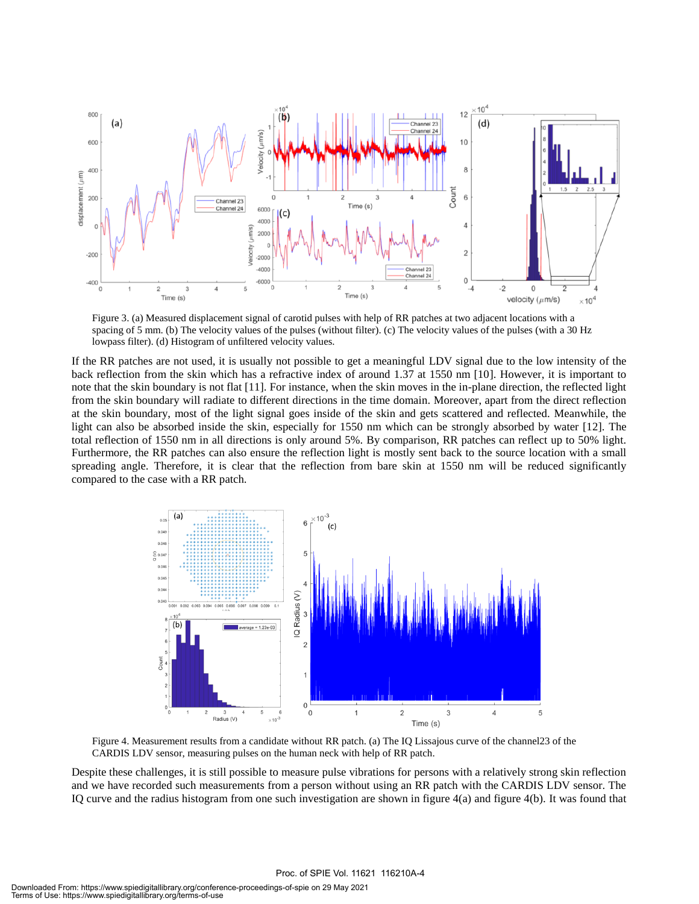Figure 3. (a) Measured displacement signal of carotid pulses with help of RR patches at two adjacent locations with a spacing of 5 mm. (b) The velocity values of the pulses (without filter). (c) The velocity values of the pulses (with a 30 Hz lowpass filter). (d) Histogram of unfiltered velocity values.

If the RR patches are not used, it is usually not possible to get a meaningful LDV signal due to the low intensity of the back reflection from the skin which has a refractive index of around 1.37 at 1550 nm [10]. However, it is important to note that the skin boundary is not flat [11]. For instance, when the skin moves in the in-plane direction, the reflected light from the skin boundary will radiate to different directions in the time domain. Moreover, apart from the direct reflection at the skin boundary, most of the light signal goes inside of the skin and gets scattered and reflected. Meanwhile, the light can also be absorbed inside the skin, especially for 1550 nm which can be strongly absorbed by water [12]. The total reflection of 1550 nm in all directions is only around 5%. By comparison, RR patches can reflect up to 50% light. Furthermore, the RR patches can also ensure the reflection light is mostly sent back to the source location with a small spreading angle. Therefore, it is clear that the reflection from bare skin at 1550 nm will be reduced significantly compared to the case with a RR patch.

Figure 4. Measurement results from a candidate without RR patch. (a) The IQ Lissajous curve of the channel23 of the CARDIS LDV sensor, measuring pulses on the human neck with help of RR patch.

Despite these challenges, it is still possible to measure pulse vibrations for persons with a relatively strong skin reflection and we have recorded such measurements from a person without using an RR patch with the CARDIS LDV sensor. The IQ curve and the radius histogram from one such investigation are shown in figure 4(a) and figure 4(b). It was found that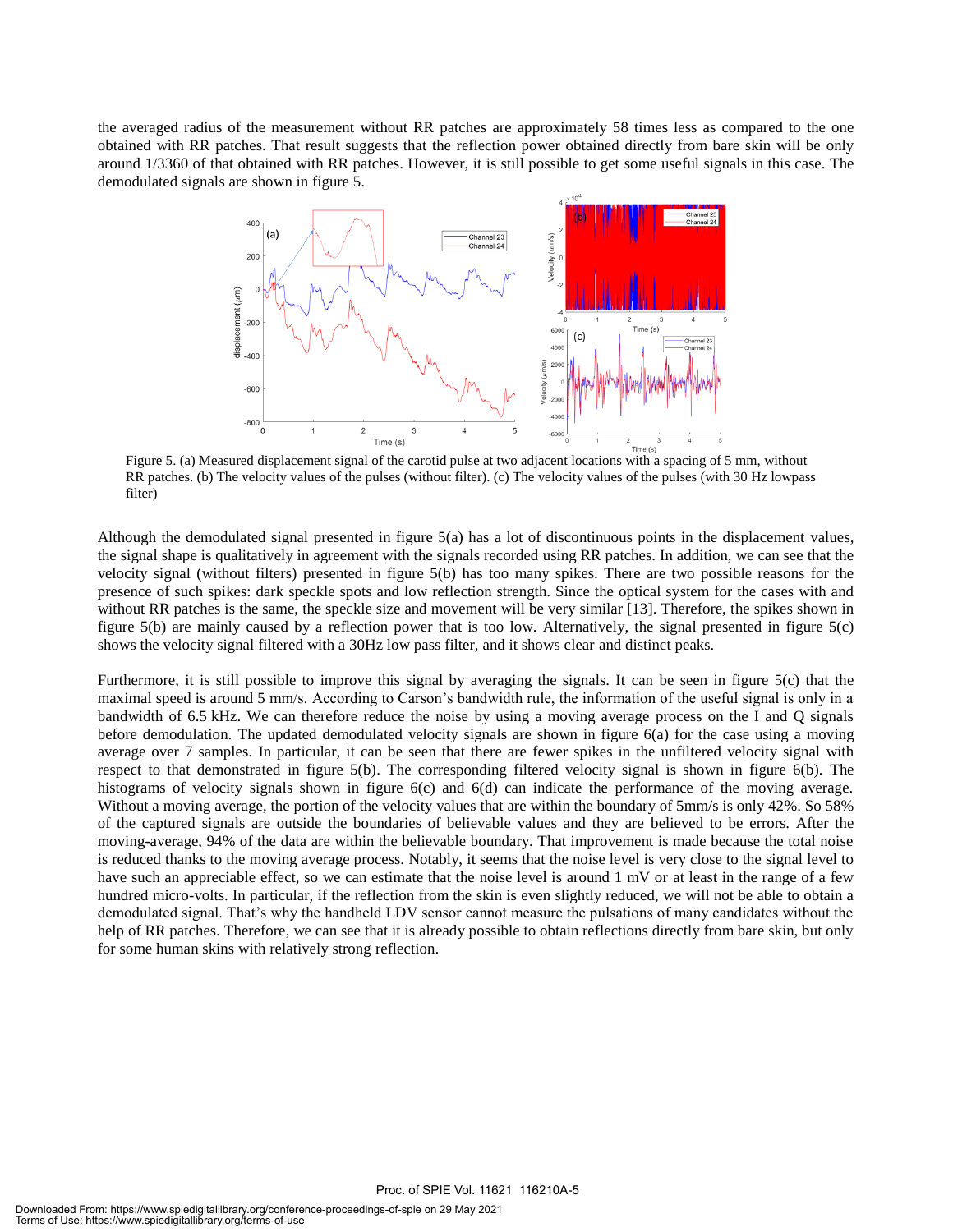the averaged radius of the measurement without RR patches are approximately 58 times less as compared to the one obtained with RR patches. That result suggests that the reflection power obtained directly from bare skin will be only around 1/3360 of that obtained with RR patches. However, it is still possible to get some useful signals in this case. The demodulated signals are shown in figure 5.

Figure 5. (a) Measured displacement signal of the carotid pulse at two adjacent locations with a spacing of 5 mm, without RR patches. (b) The velocity values of the pulses (without filter). (c) The velocity values of the pulses (with 30 Hz lowpass filter)

Although the demodulated signal presented in figure 5(a) has a lot of discontinuous points in the displacement values, the signal shape is qualitatively in agreement with the signals recorded using RR patches. In addition, we can see that the velocity signal (without filters) presented in figure 5(b) has too many spikes. There are two possible reasons for the presence of such spikes: dark speckle spots and low reflection strength. Since the optical system for the cases with and without RR patches is the same, the speckle size and movement will be very similar [13]. Therefore, the spikes shown in figure 5(b) are mainly caused by a reflection power that is too low. Alternatively, the signal presented in figure 5(c) shows the velocity signal filtered with a 30Hz low pass filter, and it shows clear and distinct peaks.

Furthermore, it is still possible to improve this signal by averaging the signals. It can be seen in figure 5(c) that the maximal speed is around 5 mm/s. According to Carson's bandwidth rule, the information of the useful signal is only in a bandwidth of 6.5 kHz. We can therefore reduce the noise by using a moving average process on the I and Q signals before demodulation. The updated demodulated velocity signals are shown in figure 6(a) for the case using a moving average over 7 samples. In particular, it can be seen that there are fewer spikes in the unfiltered velocity signal with respect to that demonstrated in figure 5(b). The corresponding filtered velocity signal is shown in figure 6(b). The histograms of velocity signals shown in figure 6(c) and 6(d) can indicate the performance of the moving average. Without a moving average, the portion of the velocity values that are within the boundary of 5mm/s is only 42%. So 58% of the captured signals are outside the boundaries of believable values and they are believed to be errors. After the moving-average, 94% of the data are within the believable boundary. That improvement is made because the total noise is reduced thanks to the moving average process. Notably, it seems that the noise level is very close to the signal level to have such an appreciable effect, so we can estimate that the noise level is around 1 mV or at least in the range of a few hundred micro-volts. In particular, if the reflection from the skin is even slightly reduced, we will not be able to obtain a demodulated signal. That's why the handheld LDV sensor cannot measure the pulsations of many candidates without the help of RR patches. Therefore, we can see that it is already possible to obtain reflections directly from bare skin, but only for some human skins with relatively strong reflection.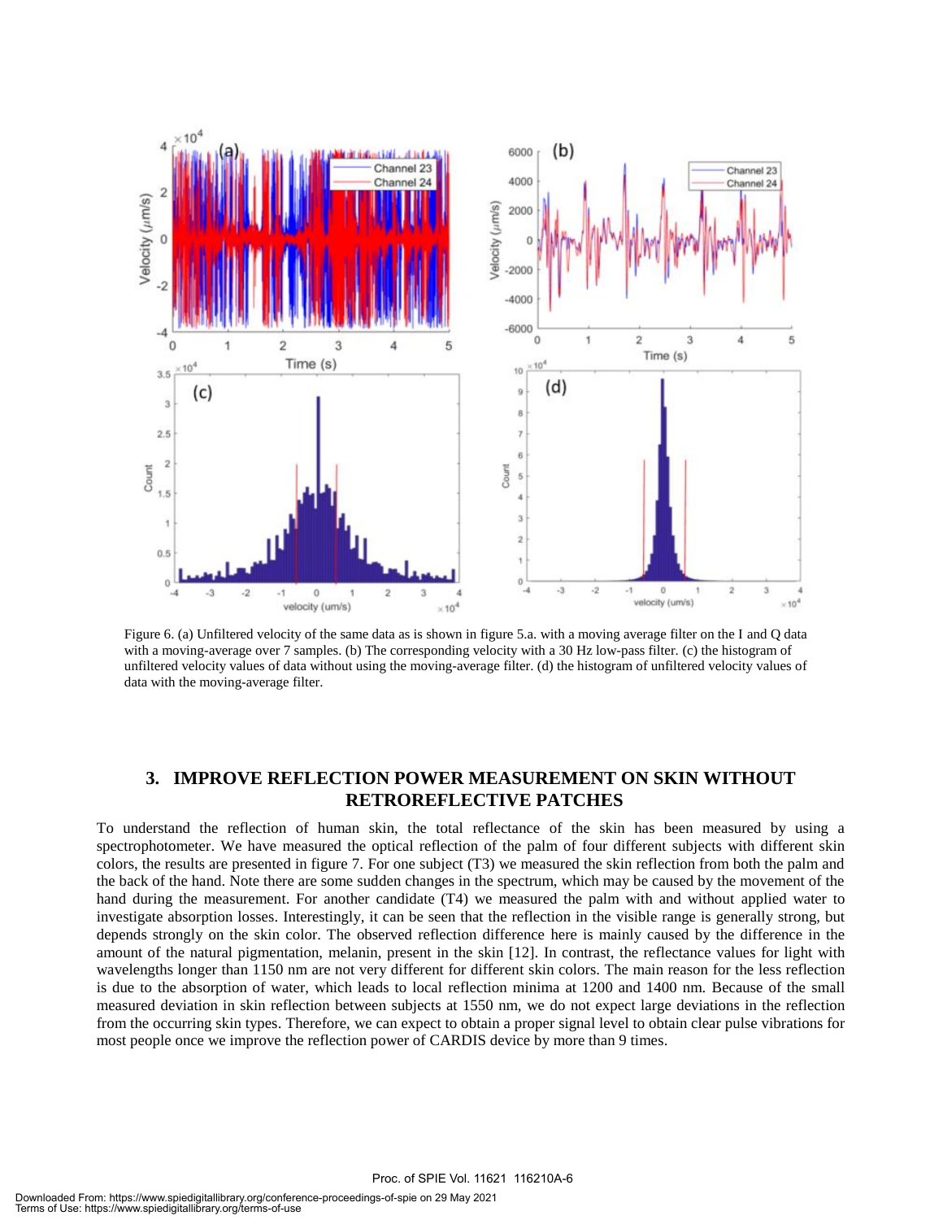Figure 6. (a) Unfiltered velocity of the same data as is shown in figure 5.a. with a moving average filter on the I and Q data with a moving-average over 7 samples. (b) The corresponding velocity with a 30 Hz low-pass filter. (c) the histogram of unfiltered velocity values of data without using the moving-average filter. (d) the histogram of unfiltered velocity values of data with the moving-average filter.

## 3. IMPROVE REFLECTION POWER MEASUREMENT ON SKIN WITHOUT RETROREFLECTIVE PATCHES

To understand the reflection of human skin, the total reflectance of the skin has been measured by using a spectrophotometer. We have measured the optical reflection of the palm of four different subjects with different skin colors, the results are presented in figure 7. For one subject (T3) we measured the skin reflection from both the palm and the back of the hand. Note there are some sudden changes in the spectrum, which may be caused by the movement of the hand during the measurement. For another candidate (T4) we measured the palm with and without applied water to investigate absorption losses. Interestingly, it can be seen that the reflection in the visible range is generally strong, but depends strongly on the skin color. The observed reflection difference here is mainly caused by the difference in the amount of the natural pigmentation, melanin, present in the skin [12]. In contrast, the reflectance values for light with wavelengths longer than 1150 nm are not very different for different skin colors. The main reason for the less reflection is due to the absorption of water, which leads to local reflection minima at 1200 and 1400 nm. Because of the small measured deviation in skin reflection between subjects at 1550 nm, we do not expect large deviations in the reflection from the occurring skin types. Therefore, we can expect to obtain a proper signal level to obtain clear pulse vibrations for most people once we improve the reflection power of CARDIS device by more than 9 times.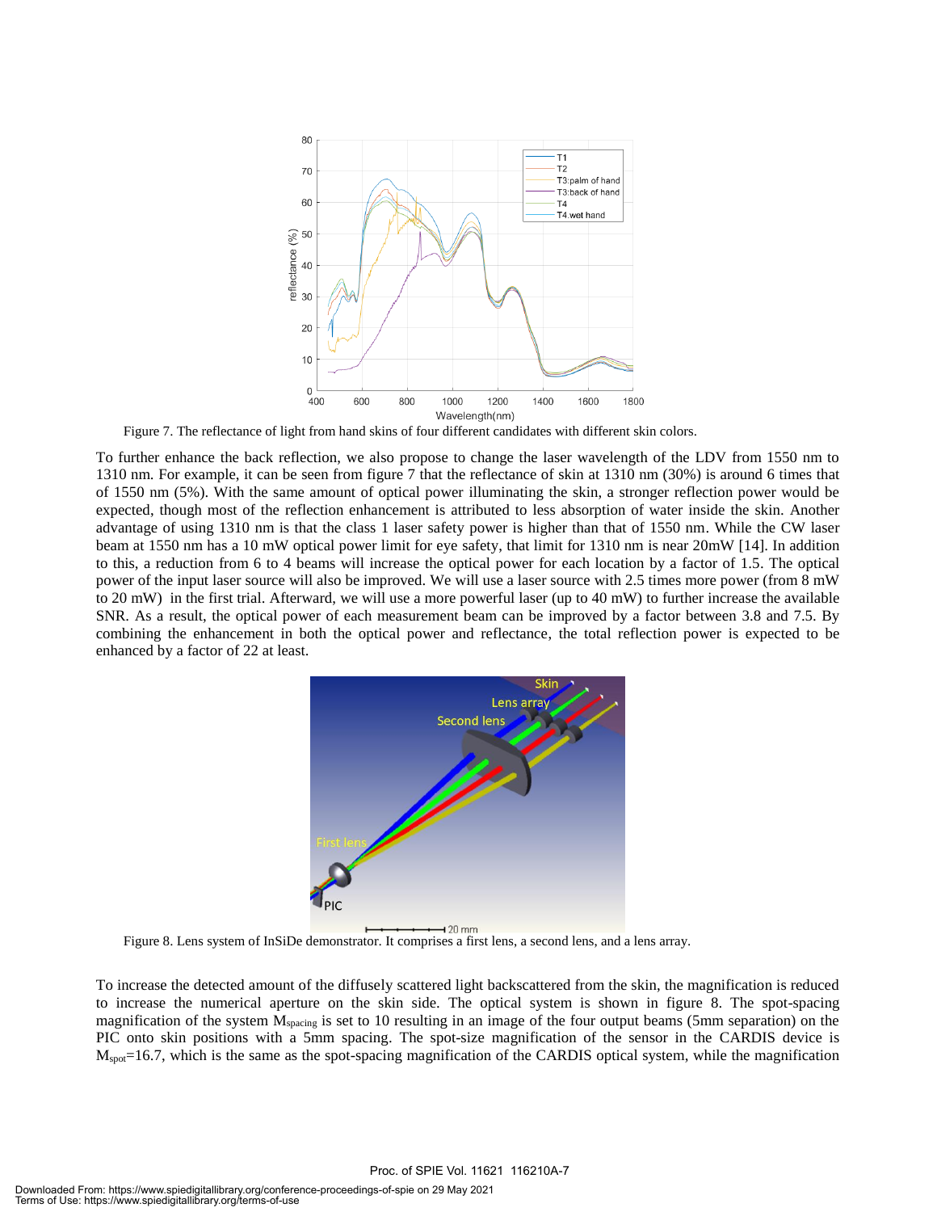Figure 7. The reflectance of light from hand skins of four different candidates with different skin colors.

To further enhance the back reflection, we also propose to change the laser wavelength of the LDV from 1550 nm to 1310 nm. For example, it can be seen from figure 7 that the reflectance of skin at 1310 nm (30%) is around 6 times that of 1550 nm (5%). With the same amount of optical power illuminating the skin, a stronger reflection power would be expected, though most of the reflection enhancement is attributed to less absorption of water inside the skin. Another advantage of using 1310 nm is that the class 1 laser safety power is higher than that of 1550 nm. While the CW laser beam at 1550 nm has a 10 mW optical power limit for eye safety, that limit for 1310 nm is near 20mW [14]. In addition to this, a reduction from 6 to 4 beams will increase the optical power for each location by a factor of 1.5. The optical power of the input laser source will also be improved. We will use a laser source with 2.5 times more power (from 8 mW to 20 mW) in the first trial. Afterward, we will use a more powerful laser (up to 40 mW) to further increase the available SNR. As a result, the optical power of each measurement beam can be improved by a factor between 3.8 and 7.5. By combining the enhancement in both the optical power and reflectance, the total reflection power is expected to be enhanced by a factor of 22 at least.

Figure 8. Lens system of InSiDe demonstrator. It comprises a first lens, a second lens, and a lens array.

To increase the detected amount of the diffusely scattered light backscattered from the skin, the magnification is reduced to increase the numerical aperture on the skin side. The optical system is shown in figure 8. The spot-spacing magnification of the system $M_{spacing}$ is set to 10 resulting in an image of the four output beams (5mm separation) on the PIC onto skin positions with a 5mm spacing. The spot-size magnification of the sensor in the CARDIS device is $M_{spot}$=16.7, which is the same as the spot-spacing magnification of the CARDIS optical system, while the magnification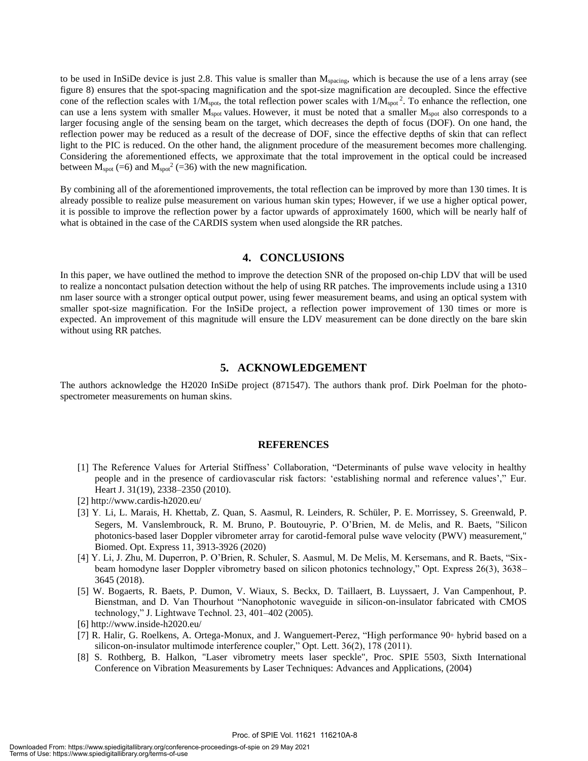to be used in InSiDe device is just 2.8. This value is smaller than $M_{spacing}$, which is because the use of a lens array (see figure 8) ensures that the spot-spacing magnification and the spot-size magnification are decoupled. Since the effective cone of the reflection scales with $1/M_{spot}$, the total reflection power scales with $1/M_{spot}^2$. To enhance the reflection, one can use a lens system with smaller $M_{spot}$ values. However, it must be noted that a smaller $M_{spot}$ also corresponds to a larger focusing angle of the sensing beam on the target, which decreases the depth of focus (DOF). On one hand, the reflection power may be reduced as a result of the decrease of DOF, since the effective depths of skin that can reflect light to the PIC is reduced. On the other hand, the alignment procedure of the measurement becomes more challenging. Considering the aforementioned effects, we approximate that the total improvement in the optical could be increased between $M_{spot}$ (=6) and $M_{spot}^2$ (=36) with the new magnification.

By combining all of the aforementioned improvements, the total reflection can be improved by more than 130 times. It is already possible to realize pulse measurement on various human skin types; However, if we use a higher optical power, it is possible to improve the reflection power by a factor upwards of approximately 1600, which will be nearly half of what is obtained in the case of the CARDIS system when used alongside the RR patches.

## 4. CONCLUSIONS

In this paper, we have outlined the method to improve the detection SNR of the proposed on-chip LDV that will be used to realize a noncontact pulsation detection without the help of using RR patches. The improvements include using a 1310 nm laser source with a stronger optical output power, using fewer measurement beams, and using an optical system with smaller spot-size magnification. For the InSiDe project, a reflection power improvement of 130 times or more is expected. An improvement of this magnitude will ensure the LDV measurement can be done directly on the bare skin without using RR patches.

## 5. ACKNOWLEDGEMENT

The authors acknowledge the H2020 InSiDe project (871547). The authors thank prof. Dirk Poelman for the photo-spectrometer measurements on human skins.

## REFERENCES

[1] The Reference Values for Arterial Stiffness' Collaboration, "Determinants of pulse wave velocity in healthy people and in the presence of cardiovascular risk factors: 'establishing normal and reference values'," Eur. Heart J. 31(19), 2338–2350 (2010).

[2] http://www.cardis-h2020.eu/

[3] Y. Li, L. Marais, H. Khettab, Z. Quan, S. Aasmul, R. Leinders, R. Schüler, P. E. Morrissey, S. Greenwald, P. Segers, M. Vanslembrouck, R. M. Bruno, P. Boutouyrie, P. O'Brien, M. de Melis, and R. Baets, "Silicon photonics-based laser Doppler vibrometer array for carotid-femoral pulse wave velocity (PWV) measurement," Biomed. Opt. Express 11, 3913-3926 (2020)

[4] Y. Li, J. Zhu, M. Duperron, P. O'Brien, R. Schuler, S. Aasmul, M. De Melis, M. Kersemans, and R. Baets, "Six-beam homodyne laser Doppler vibrometry based on silicon photonics technology," Opt. Express 26(3), 3638–3645 (2018).

[5] W. Bogaerts, R. Baets, P. Dumon, V. Wiaux, S. Beckx, D. Taillaert, B. Luyssaert, J. Van Campenhout, P. Bienstman, and D. Van Thourhout "Nanophotonic waveguide in silicon-on-insulator fabricated with CMOS technology," J. Lightwave Technol. 23, 401–402 (2005).

[6] http://www.inside-h2020.eu/

[7] R. Halir, G. Roelkens, A. Ortega-Monux, and J. Wanguemert-Perez, "High performance 90◦ hybrid based on a silicon-on-insulator multimode interference coupler," Opt. Lett. 36(2), 178 (2011).

[8] S. Rothberg, B. Halkon, "Laser vibrometry meets laser speckle", Proc. SPIE 5503, Sixth International Conference on Vibration Measurements by Laser Techniques: Advances and Applications, (2004)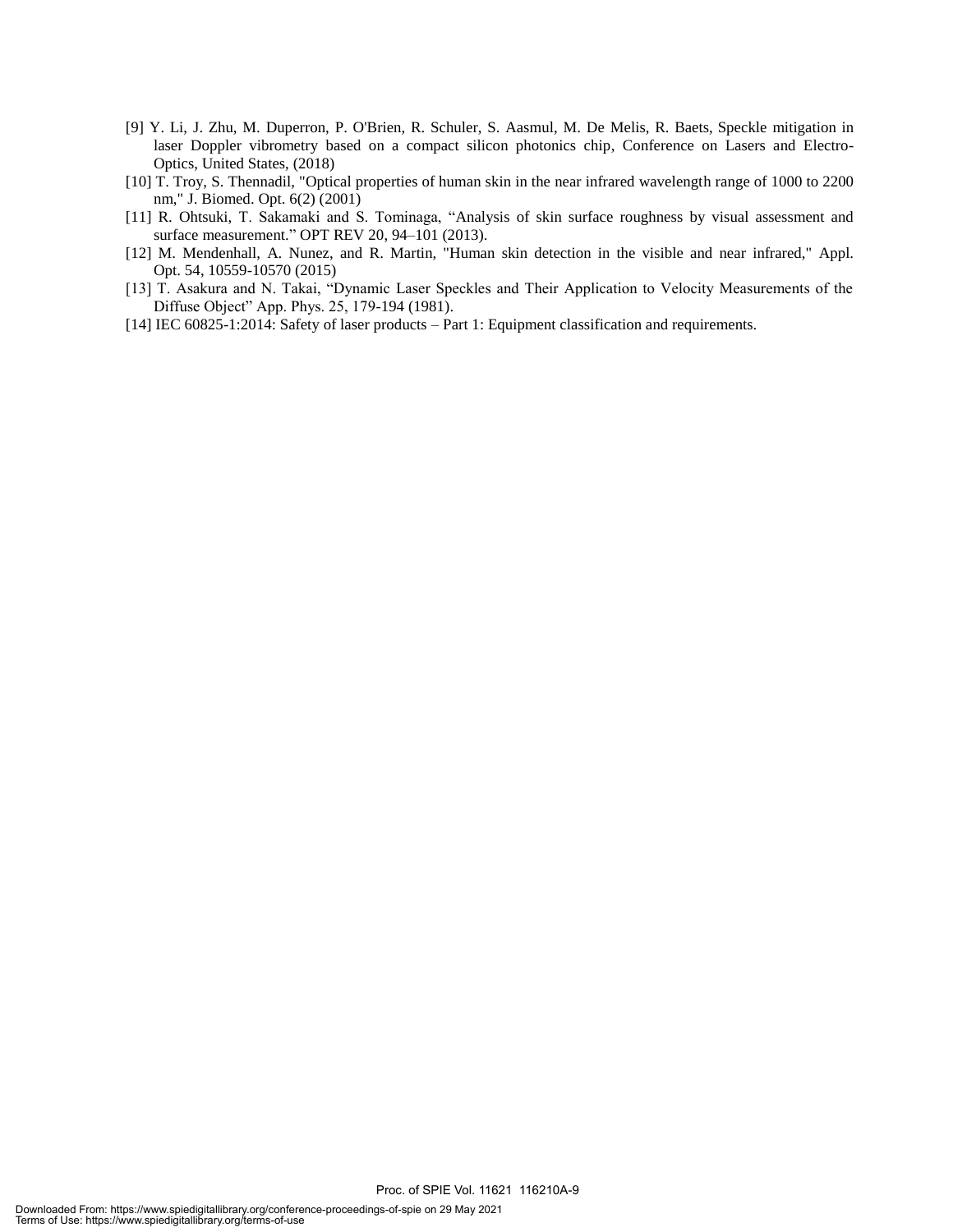[9] Y. Li, J. Zhu, M. Duperron, P. O'Brien, R. Schuler, S. Aasmul, M. De Melis, R. Baets, Speckle mitigation in laser Doppler vibrometry based on a compact silicon photonics chip, Conference on Lasers and Electro-Optics, United States, (2018)

[10] T. Troy, S. Thennadil, "Optical properties of human skin in the near infrared wavelength range of 1000 to 2200 nm," J. Biomed. Opt. 6(2) (2001)

[11] R. Ohtsuki, T. Sakamaki and S. Tominaga, “Analysis of skin surface roughness by visual assessment and surface measurement.” OPT REV 20, 94–101 (2013).

[12] M. Mendenhall, A. Nunez, and R. Martin, "Human skin detection in the visible and near infrared," Appl. Opt. 54, 10559-10570 (2015)

[13] T. Asakura and N. Takai, “Dynamic Laser Speckles and Their Application to Velocity Measurements of the Diffuse Object” App. Phys. 25, 179-194 (1981).

[14] IEC 60825-1:2014: Safety of laser products – Part 1: Equipment classification and requirements.